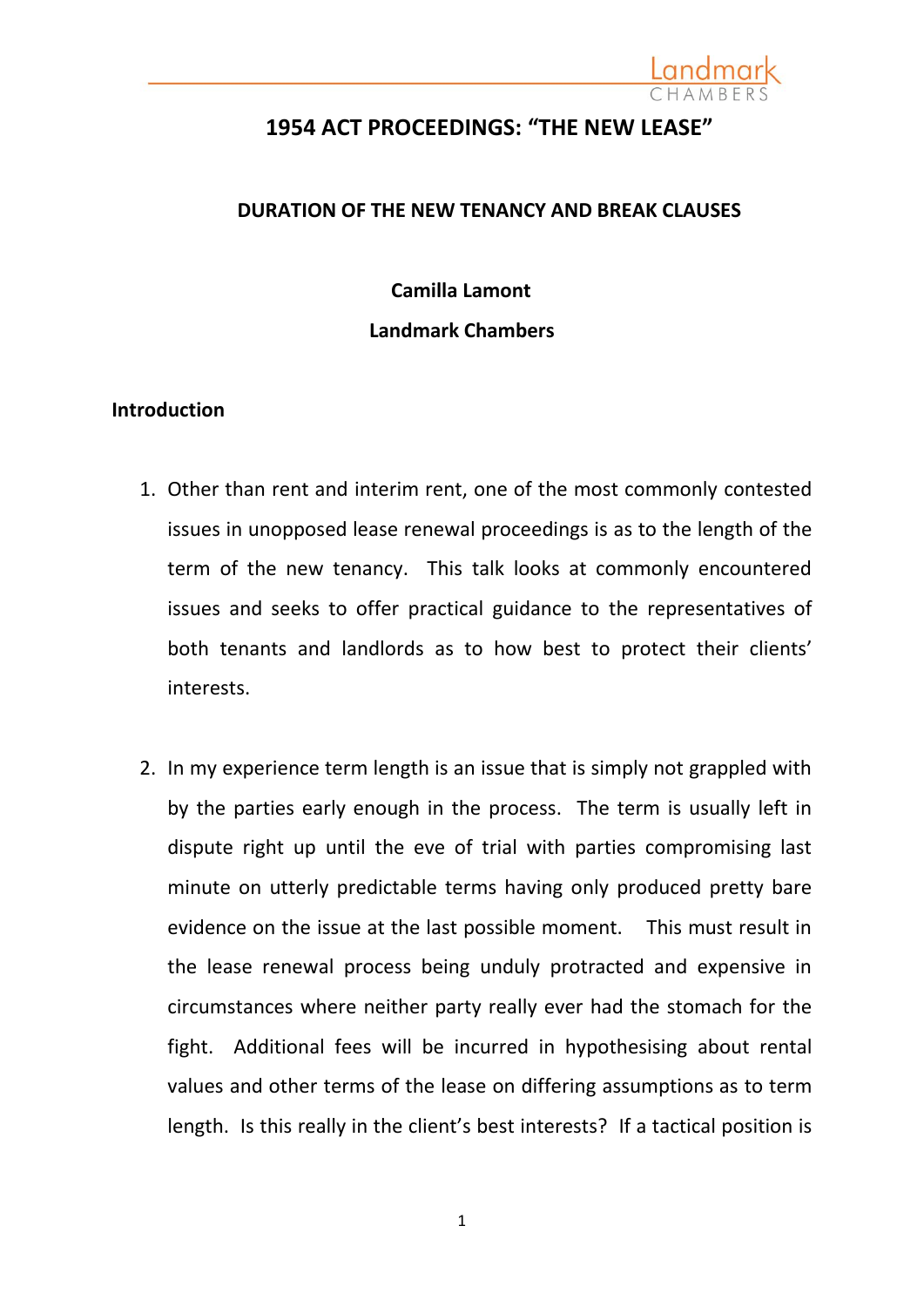# 1954 ACT PROCEEDINGS: "THE NEW LEASE"

## DURATION OF THE NEW TENANCY AND BREAK CLAUSES

**Camilla Lamont**

**Landmark Chambers**

### Introduction

1. Other than rent and interim rent, one of the most commonly contested issues in unopposed lease renewal proceedings is as to the length of the term of the new tenancy. This talk looks at commonly encountered issues and seeks to offer practical guidance to the representatives of both tenants and landlords as to how best to protect their clients' interests.

2. In my experience term length is an issue that is simply not grappled with by the parties early enough in the process. The term is usually left in dispute right up until the eve of trial with parties compromising last minute on utterly predictable terms having only produced pretty bare evidence on the issue at the last possible moment. This must result in the lease renewal process being unduly protracted and expensive in circumstances where neither party really ever had the stomach for the fight. Additional fees will be incurred in hypothesising about rental values and other terms of the lease on differing assumptions as to term length. Is this really in the client's best interests? If a tactical position is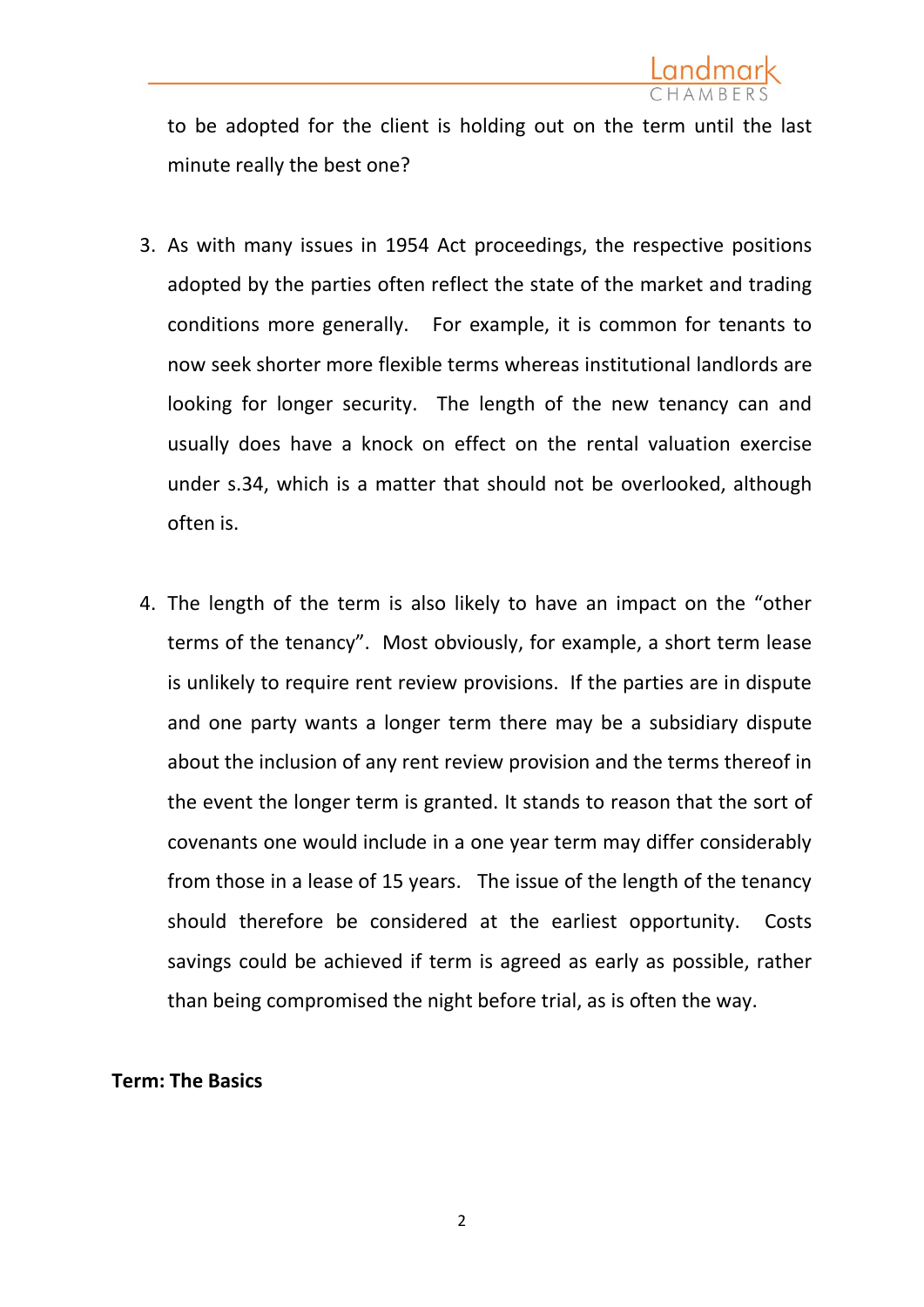to be adopted for the client is holding out on the term until the last minute really the best one?

3. As with many issues in 1954 Act proceedings, the respective positions adopted by the parties often reflect the state of the market and trading conditions more generally. For example, it is common for tenants to now seek shorter more flexible terms whereas institutional landlords are looking for longer security. The length of the new tenancy can and usually does have a knock on effect on the rental valuation exercise under s.34, which is a matter that should not be overlooked, although often is.

4. The length of the term is also likely to have an impact on the "other terms of the tenancy". Most obviously, for example, a short term lease is unlikely to require rent review provisions. If the parties are in dispute and one party wants a longer term there may be a subsidiary dispute about the inclusion of any rent review provision and the terms thereof in the event the longer term is granted. It stands to reason that the sort of covenants one would include in a one year term may differ considerably from those in a lease of 15 years. The issue of the length of the tenancy should therefore be considered at the earliest opportunity. Costs savings could be achieved if term is agreed as early as possible, rather than being compromised the night before trial, as is often the way.

**Term: The Basics**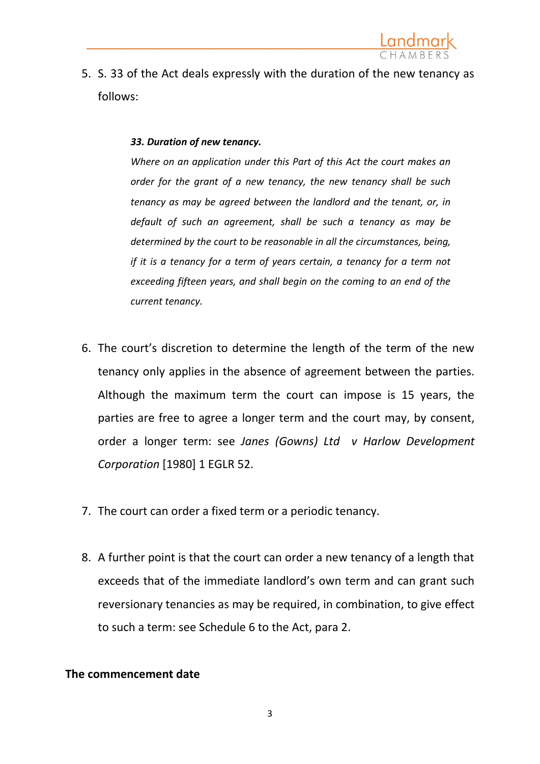5. S. 33 of the Act deals expressly with the duration of the new tenancy as follows:

> ***33. Duration of new tenancy.***
>
> *Where on an application under this Part of this Act the court makes an order for the grant of a new tenancy, the new tenancy shall be such tenancy as may be agreed between the landlord and the tenant, or, in default of such an agreement, shall be such a tenancy as may be determined by the court to be reasonable in all the circumstances, being, if it is a tenancy for a term of years certain, a tenancy for a term not exceeding fifteen years, and shall begin on the coming to an end of the current tenancy.*

6. The court's discretion to determine the length of the term of the new tenancy only applies in the absence of agreement between the parties. Although the maximum term the court can impose is 15 years, the parties are free to agree a longer term and the court may, by consent, order a longer term: see *Janes (Gowns) Ltd v Harlow Development Corporation* [1980] 1 EGLR 52.

7. The court can order a fixed term or a periodic tenancy.

8. A further point is that the court can order a new tenancy of a length that exceeds that of the immediate landlord's own term and can grant such reversionary tenancies as may be required, in combination, to give effect to such a term: see Schedule 6 to the Act, para 2.

**The commencement date**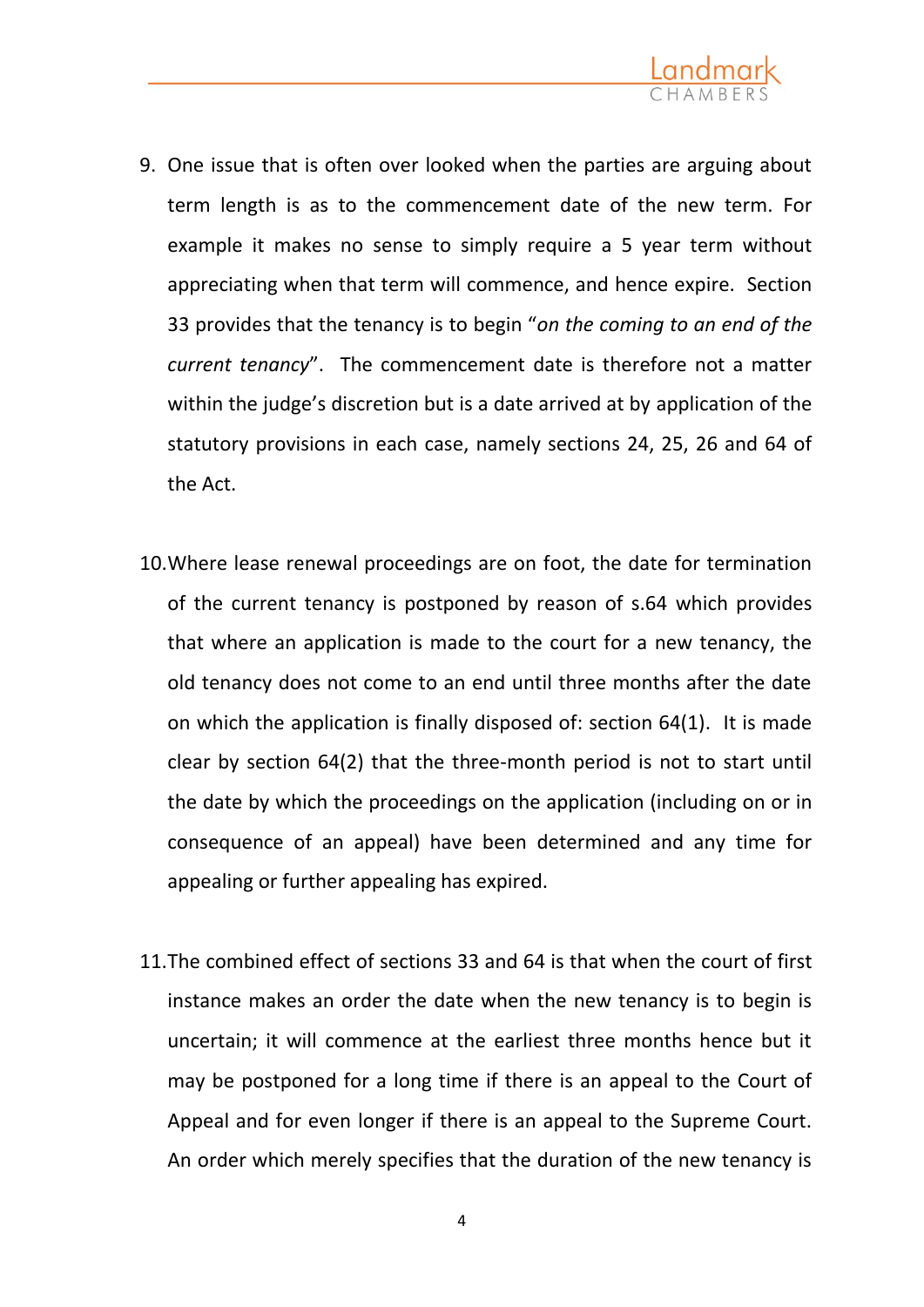9. One issue that is often over looked when the parties are arguing about term length is as to the commencement date of the new term. For example it makes no sense to simply require a 5 year term without appreciating when that term will commence, and hence expire. Section 33 provides that the tenancy is to begin "*on the coming to an end of the current tenancy*". The commencement date is therefore not a matter within the judge's discretion but is a date arrived at by application of the statutory provisions in each case, namely sections 24, 25, 26 and 64 of the Act.

10. Where lease renewal proceedings are on foot, the date for termination of the current tenancy is postponed by reason of s.64 which provides that where an application is made to the court for a new tenancy, the old tenancy does not come to an end until three months after the date on which the application is finally disposed of: section 64(1). It is made clear by section 64(2) that the three-month period is not to start until the date by which the proceedings on the application (including on or in consequence of an appeal) have been determined and any time for appealing or further appealing has expired.

11. The combined effect of sections 33 and 64 is that when the court of first instance makes an order the date when the new tenancy is to begin is uncertain; it will commence at the earliest three months hence but it may be postponed for a long time if there is an appeal to the Court of Appeal and for even longer if there is an appeal to the Supreme Court. An order which merely specifies that the duration of the new tenancy is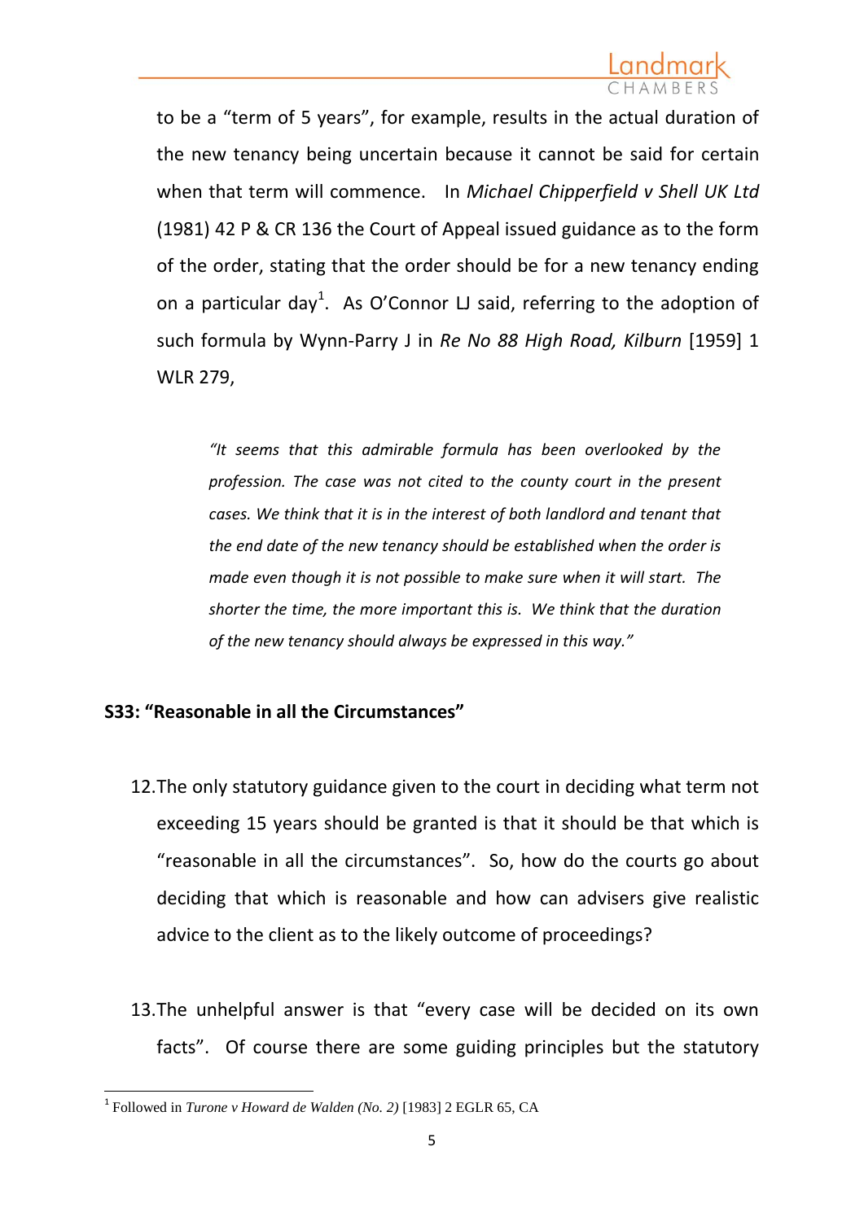to be a "term of 5 years", for example, results in the actual duration of the new tenancy being uncertain because it cannot be said for certain when that term will commence. In *Michael Chipperfield v Shell UK Ltd* (1981) 42 P & CR 136 the Court of Appeal issued guidance as to the form of the order, stating that the order should be for a new tenancy ending on a particular day[1]. As O'Connor LJ said, referring to the adoption of such formula by Wynn-Parry J in *Re No 88 High Road, Kilburn* [1959] 1 WLR 279,

> *"It seems that this admirable formula has been overlooked by the profession. The case was not cited to the county court in the present cases. We think that it is in the interest of both landlord and tenant that the end date of the new tenancy should be established when the order is made even though it is not possible to make sure when it will start. The shorter the time, the more important this is. We think that the duration of the new tenancy should always be expressed in this way."*

**S33: "Reasonable in all the Circumstances"**

12. The only statutory guidance given to the court in deciding what term not exceeding 15 years should be granted is that it should be that which is "reasonable in all the circumstances". So, how do the courts go about deciding that which is reasonable and how can advisers give realistic advice to the client as to the likely outcome of proceedings?

13. The unhelpful answer is that "every case will be decided on its own facts". Of course there are some guiding principles but the statutory

[1] Followed in *Turone v Howard de Walden (No. 2)* [1983] 2 EGLR 65, CA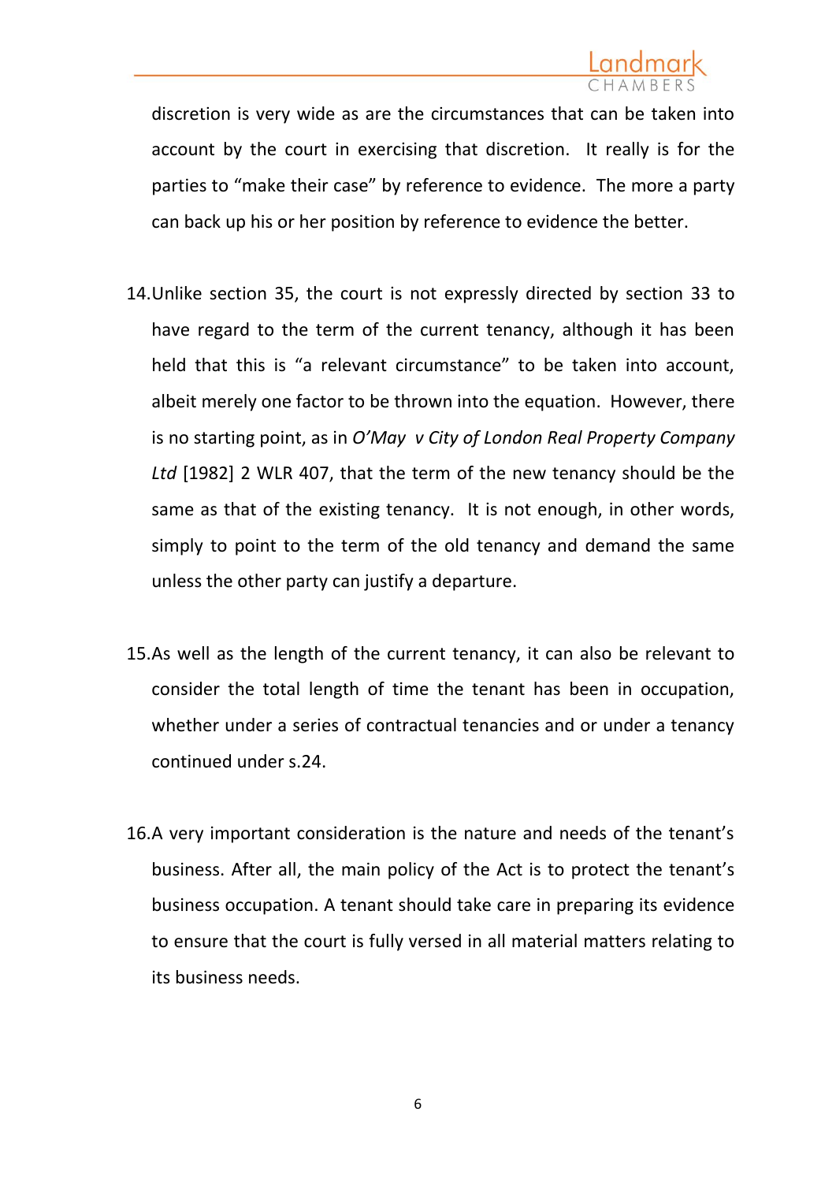discretion is very wide as are the circumstances that can be taken into account by the court in exercising that discretion. It really is for the parties to "make their case" by reference to evidence. The more a party can back up his or her position by reference to evidence the better.

14. Unlike section 35, the court is not expressly directed by section 33 to have regard to the term of the current tenancy, although it has been held that this is "a relevant circumstance" to be taken into account, albeit merely one factor to be thrown into the equation. However, there is no starting point, as in *O'May v City of London Real Property Company Ltd* [1982] 2 WLR 407, that the term of the new tenancy should be the same as that of the existing tenancy. It is not enough, in other words, simply to point to the term of the old tenancy and demand the same unless the other party can justify a departure.

15. As well as the length of the current tenancy, it can also be relevant to consider the total length of time the tenant has been in occupation, whether under a series of contractual tenancies and or under a tenancy continued under s.24.

16. A very important consideration is the nature and needs of the tenant's business. After all, the main policy of the Act is to protect the tenant's business occupation. A tenant should take care in preparing its evidence to ensure that the court is fully versed in all material matters relating to its business needs.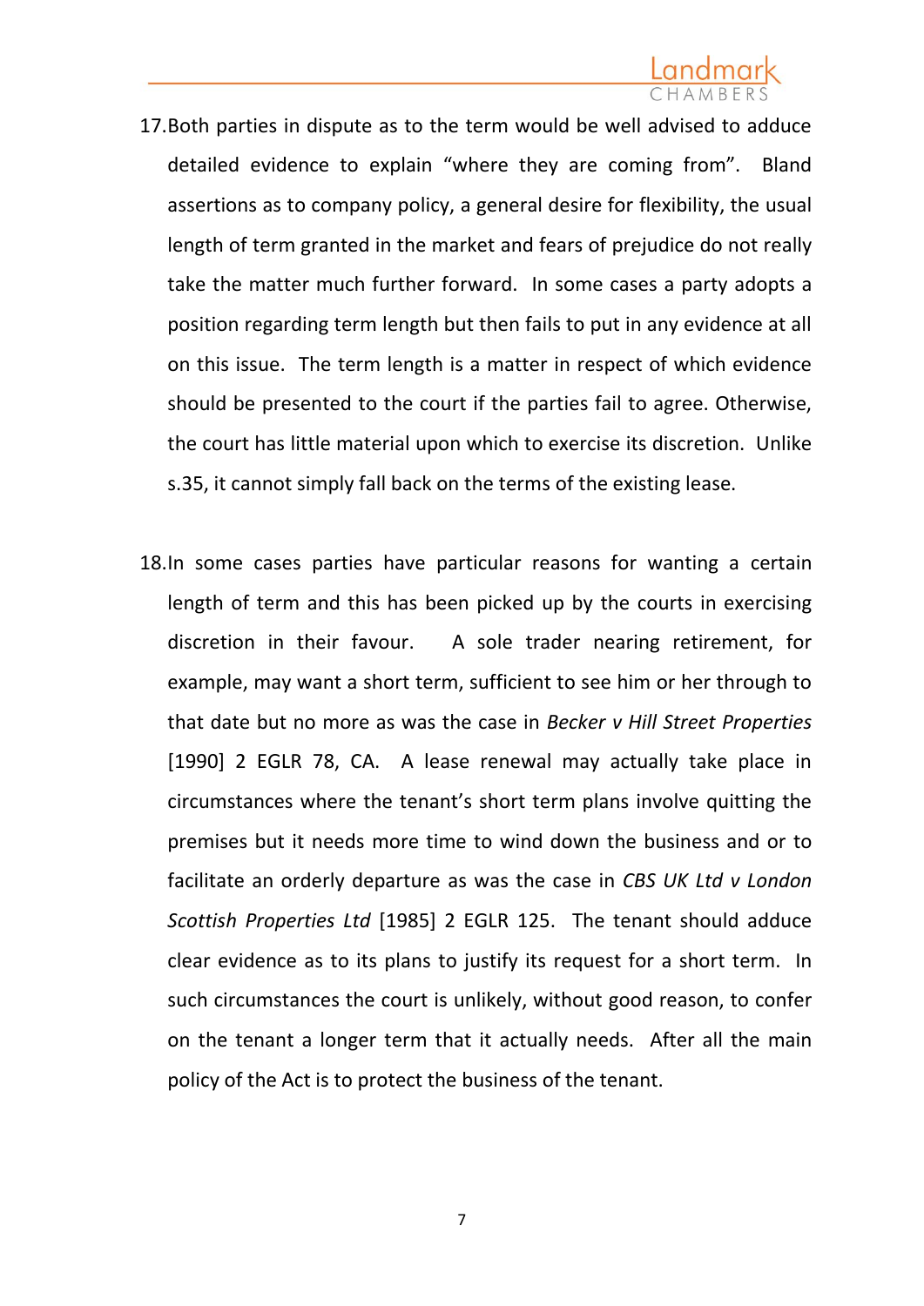17. Both parties in dispute as to the term would be well advised to adduce detailed evidence to explain "where they are coming from". Bland assertions as to company policy, a general desire for flexibility, the usual length of term granted in the market and fears of prejudice do not really take the matter much further forward. In some cases a party adopts a position regarding term length but then fails to put in any evidence at all on this issue. The term length is a matter in respect of which evidence should be presented to the court if the parties fail to agree. Otherwise, the court has little material upon which to exercise its discretion. Unlike s.35, it cannot simply fall back on the terms of the existing lease.

18. In some cases parties have particular reasons for wanting a certain length of term and this has been picked up by the courts in exercising discretion in their favour. A sole trader nearing retirement, for example, may want a short term, sufficient to see him or her through to that date but no more as was the case in *Becker v Hill Street Properties* [1990] 2 EGLR 78, CA. A lease renewal may actually take place in circumstances where the tenant's short term plans involve quitting the premises but it needs more time to wind down the business and or to facilitate an orderly departure as was the case in *CBS UK Ltd v London Scottish Properties Ltd* [1985] 2 EGLR 125. The tenant should adduce clear evidence as to its plans to justify its request for a short term. In such circumstances the court is unlikely, without good reason, to confer on the tenant a longer term that it actually needs. After all the main policy of the Act is to protect the business of the tenant.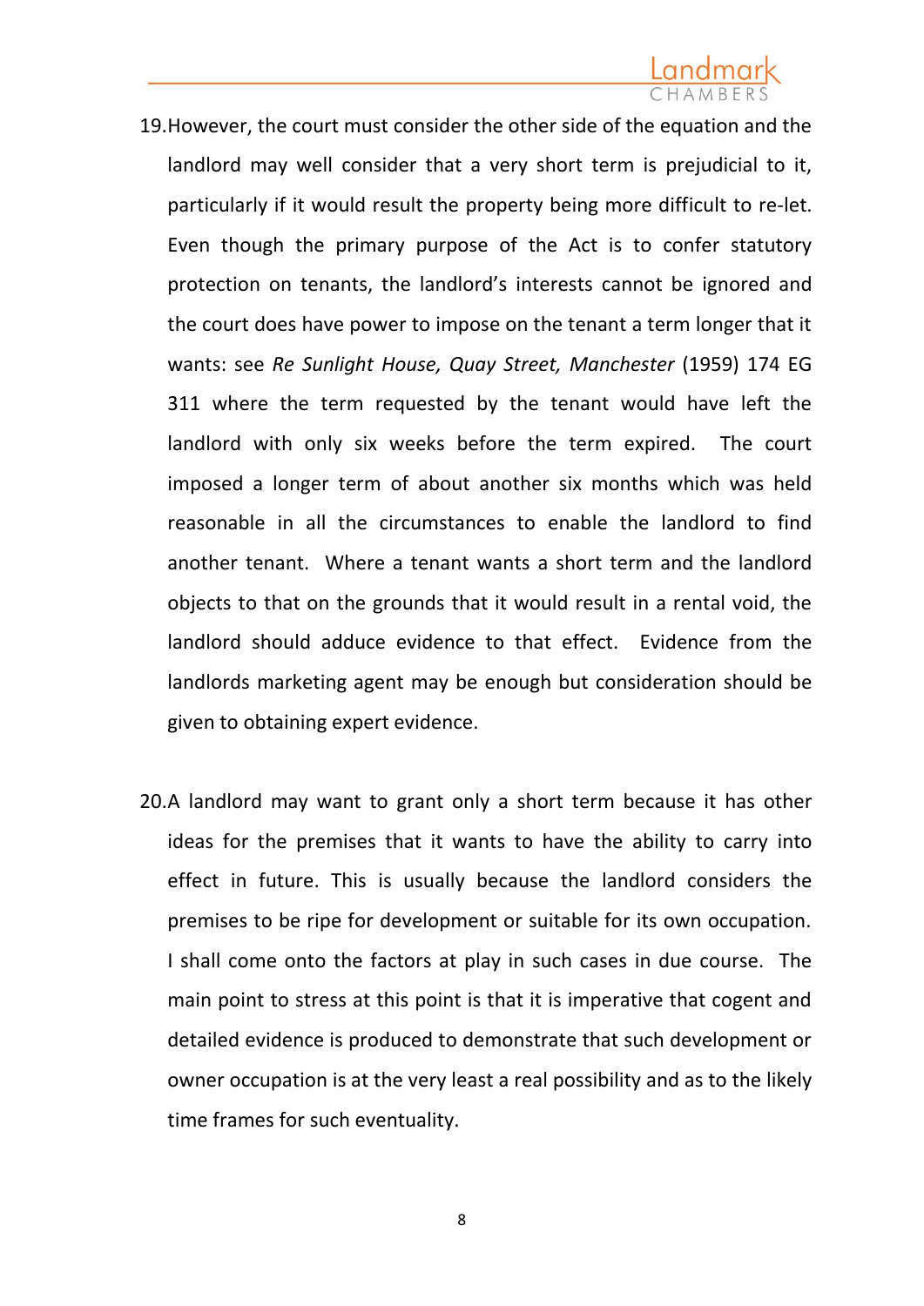19. However, the court must consider the other side of the equation and the landlord may well consider that a very short term is prejudicial to it, particularly if it would result the property being more difficult to re-let. Even though the primary purpose of the Act is to confer statutory protection on tenants, the landlord's interests cannot be ignored and the court does have power to impose on the tenant a term longer that it wants: see *Re Sunlight House, Quay Street, Manchester* (1959) 174 EG 311 where the term requested by the tenant would have left the landlord with only six weeks before the term expired. The court imposed a longer term of about another six months which was held reasonable in all the circumstances to enable the landlord to find another tenant. Where a tenant wants a short term and the landlord objects to that on the grounds that it would result in a rental void, the landlord should adduce evidence to that effect. Evidence from the landlords marketing agent may be enough but consideration should be given to obtaining expert evidence.

20. A landlord may want to grant only a short term because it has other ideas for the premises that it wants to have the ability to carry into effect in future. This is usually because the landlord considers the premises to be ripe for development or suitable for its own occupation. I shall come onto the factors at play in such cases in due course. The main point to stress at this point is that it is imperative that cogent and detailed evidence is produced to demonstrate that such development or owner occupation is at the very least a real possibility and as to the likely time frames for such eventuality.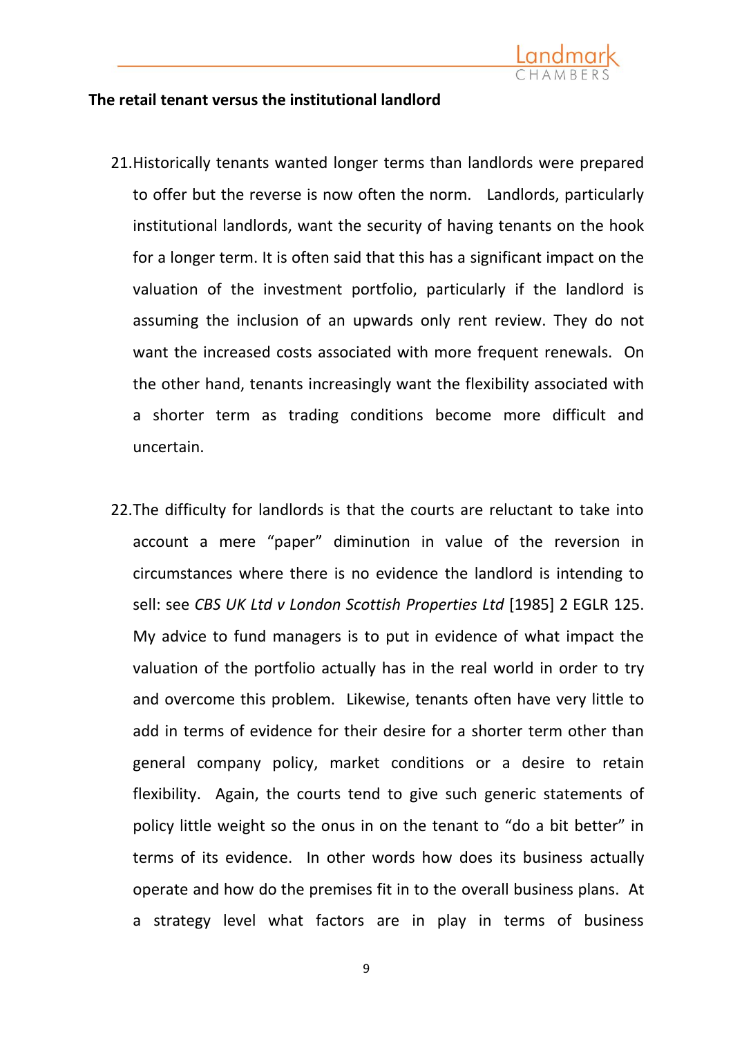**The retail tenant versus the institutional landlord**

21. Historically tenants wanted longer terms than landlords were prepared to offer but the reverse is now often the norm. Landlords, particularly institutional landlords, want the security of having tenants on the hook for a longer term. It is often said that this has a significant impact on the valuation of the investment portfolio, particularly if the landlord is assuming the inclusion of an upwards only rent review. They do not want the increased costs associated with more frequent renewals. On the other hand, tenants increasingly want the flexibility associated with a shorter term as trading conditions become more difficult and uncertain.

22. The difficulty for landlords is that the courts are reluctant to take into account a mere "paper" diminution in value of the reversion in circumstances where there is no evidence the landlord is intending to sell: see *CBS UK Ltd v London Scottish Properties Ltd* [1985] 2 EGLR 125. My advice to fund managers is to put in evidence of what impact the valuation of the portfolio actually has in the real world in order to try and overcome this problem. Likewise, tenants often have very little to add in terms of evidence for their desire for a shorter term other than general company policy, market conditions or a desire to retain flexibility. Again, the courts tend to give such generic statements of policy little weight so the onus in on the tenant to "do a bit better" in terms of its evidence. In other words how does its business actually operate and how do the premises fit in to the overall business plans. At a strategy level what factors are in play in terms of business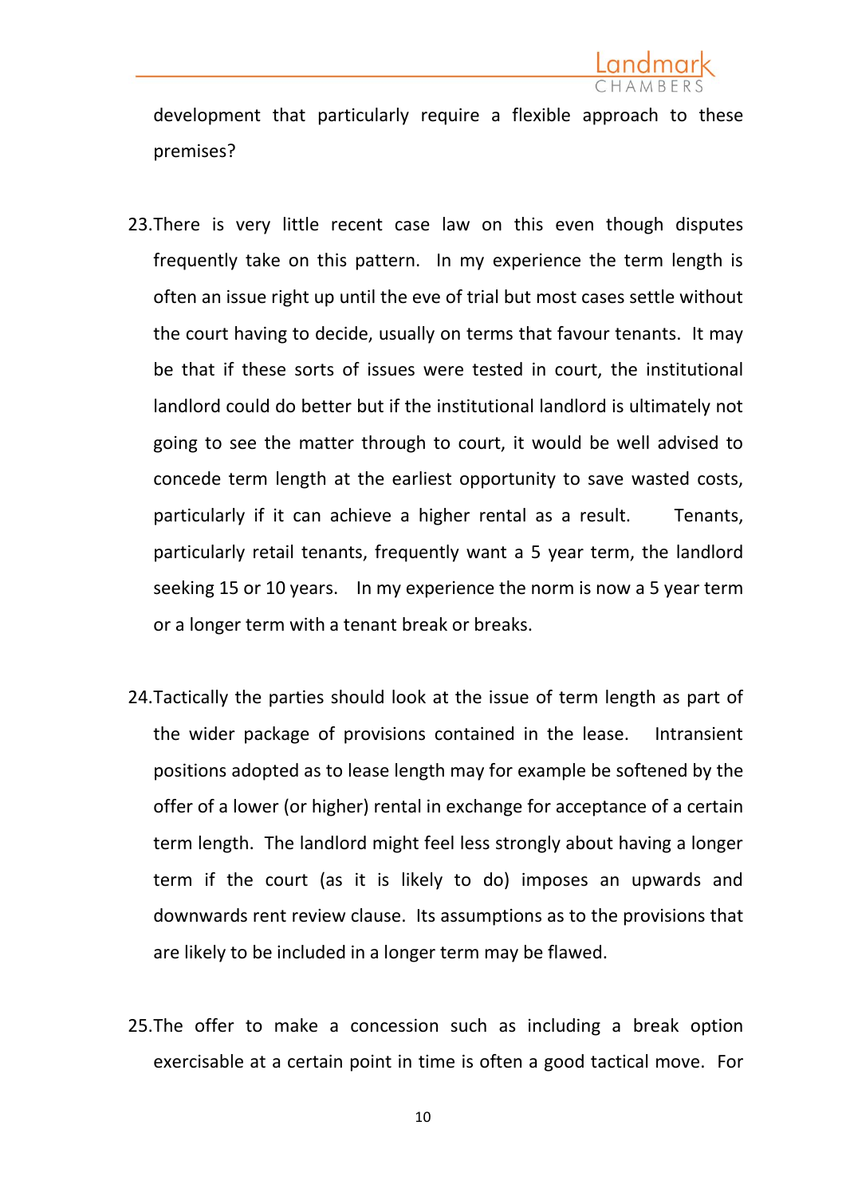development that particularly require a flexible approach to these premises?

23. There is very little recent case law on this even though disputes frequently take on this pattern. In my experience the term length is often an issue right up until the eve of trial but most cases settle without the court having to decide, usually on terms that favour tenants. It may be that if these sorts of issues were tested in court, the institutional landlord could do better but if the institutional landlord is ultimately not going to see the matter through to court, it would be well advised to concede term length at the earliest opportunity to save wasted costs, particularly if it can achieve a higher rental as a result. Tenants, particularly retail tenants, frequently want a 5 year term, the landlord seeking 15 or 10 years. In my experience the norm is now a 5 year term or a longer term with a tenant break or breaks.

24. Tactically the parties should look at the issue of term length as part of the wider package of provisions contained in the lease. Intransient positions adopted as to lease length may for example be softened by the offer of a lower (or higher) rental in exchange for acceptance of a certain term length. The landlord might feel less strongly about having a longer term if the court (as it is likely to do) imposes an upwards and downwards rent review clause. Its assumptions as to the provisions that are likely to be included in a longer term may be flawed.

25. The offer to make a concession such as including a break option exercisable at a certain point in time is often a good tactical move. For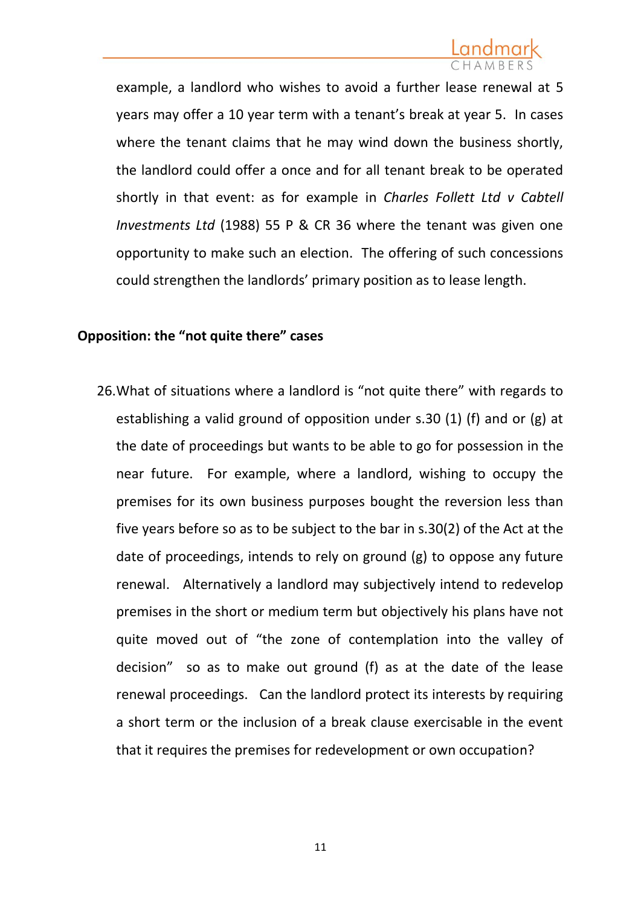example, a landlord who wishes to avoid a further lease renewal at 5 years may offer a 10 year term with a tenant's break at year 5. In cases where the tenant claims that he may wind down the business shortly, the landlord could offer a once and for all tenant break to be operated shortly in that event: as for example in *Charles Follett Ltd v Cabtell Investments Ltd* (1988) 55 P & CR 36 where the tenant was given one opportunity to make such an election. The offering of such concessions could strengthen the landlords' primary position as to lease length.

**Opposition: the "not quite there" cases**

26. What of situations where a landlord is "not quite there" with regards to establishing a valid ground of opposition under s.30 (1) (f) and or (g) at the date of proceedings but wants to be able to go for possession in the near future. For example, where a landlord, wishing to occupy the premises for its own business purposes bought the reversion less than five years before so as to be subject to the bar in s.30(2) of the Act at the date of proceedings, intends to rely on ground (g) to oppose any future renewal. Alternatively a landlord may subjectively intend to redevelop premises in the short or medium term but objectively his plans have not quite moved out of "the zone of contemplation into the valley of decision" so as to make out ground (f) as at the date of the lease renewal proceedings. Can the landlord protect its interests by requiring a short term or the inclusion of a break clause exercisable in the event that it requires the premises for redevelopment or own occupation?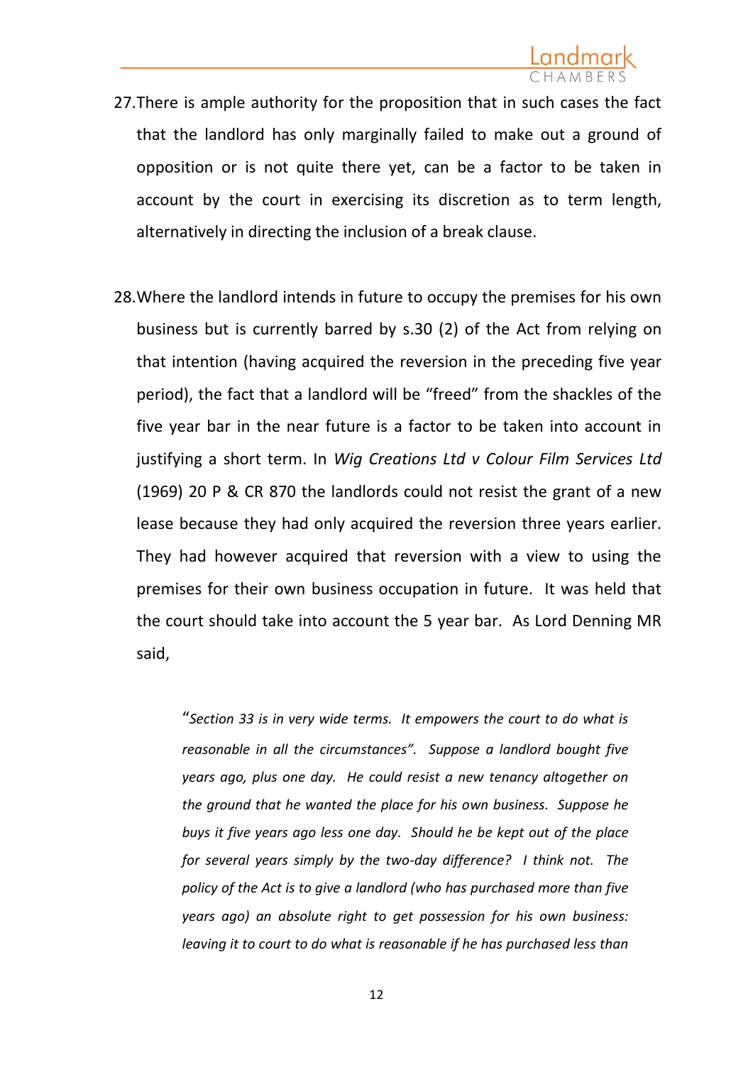27. There is ample authority for the proposition that in such cases the fact that the landlord has only marginally failed to make out a ground of opposition or is not quite there yet, can be a factor to be taken in account by the court in exercising its discretion as to term length, alternatively in directing the inclusion of a break clause.

28. Where the landlord intends in future to occupy the premises for his own business but is currently barred by s.30 (2) of the Act from relying on that intention (having acquired the reversion in the preceding five year period), the fact that a landlord will be "freed" from the shackles of the five year bar in the near future is a factor to be taken into account in justifying a short term. In *Wig Creations Ltd v Colour Film Services Ltd* (1969) 20 P & CR 870 the landlords could not resist the grant of a new lease because they had only acquired the reversion three years earlier. They had however acquired that reversion with a view to using the premises for their own business occupation in future. It was held that the court should take into account the 5 year bar. As Lord Denning MR said,

> "*Section 33 is in very wide terms. It empowers the court to do what is reasonable in all the circumstances". Suppose a landlord bought five years ago, plus one day. He could resist a new tenancy altogether on the ground that he wanted the place for his own business. Suppose he buys it five years ago less one day. Should he be kept out of the place for several years simply by the two-day difference? I think not. The policy of the Act is to give a landlord (who has purchased more than five years ago) an absolute right to get possession for his own business: leaving it to court to do what is reasonable if he has purchased less than*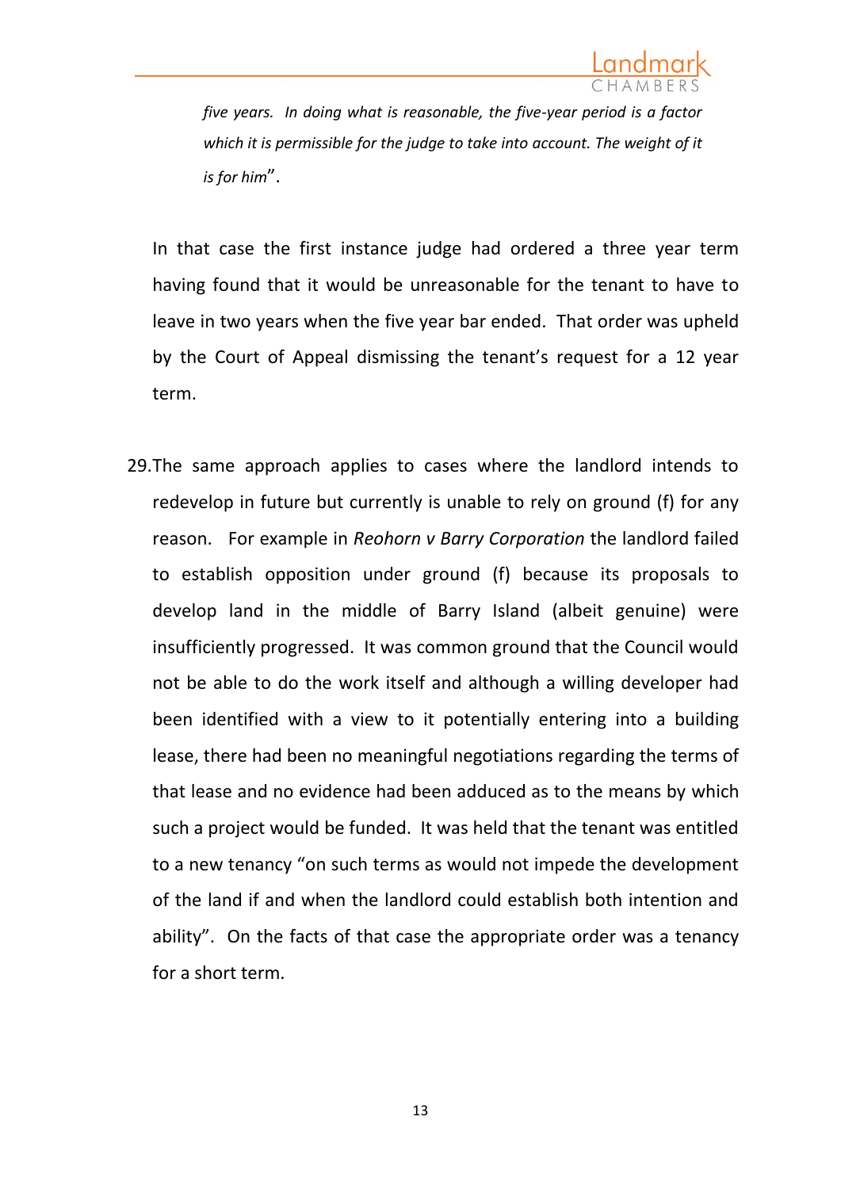*five years. In doing what is reasonable, the five-year period is a factor which it is permissible for the judge to take into account. The weight of it is for him*".

In that case the first instance judge had ordered a three year term having found that it would be unreasonable for the tenant to have to leave in two years when the five year bar ended. That order was upheld by the Court of Appeal dismissing the tenant's request for a 12 year term.

29. The same approach applies to cases where the landlord intends to redevelop in future but currently is unable to rely on ground (f) for any reason. For example in *Reohorn v Barry Corporation* the landlord failed to establish opposition under ground (f) because its proposals to develop land in the middle of Barry Island (albeit genuine) were insufficiently progressed. It was common ground that the Council would not be able to do the work itself and although a willing developer had been identified with a view to it potentially entering into a building lease, there had been no meaningful negotiations regarding the terms of that lease and no evidence had been adduced as to the means by which such a project would be funded. It was held that the tenant was entitled to a new tenancy "on such terms as would not impede the development of the land if and when the landlord could establish both intention and ability". On the facts of that case the appropriate order was a tenancy for a short term.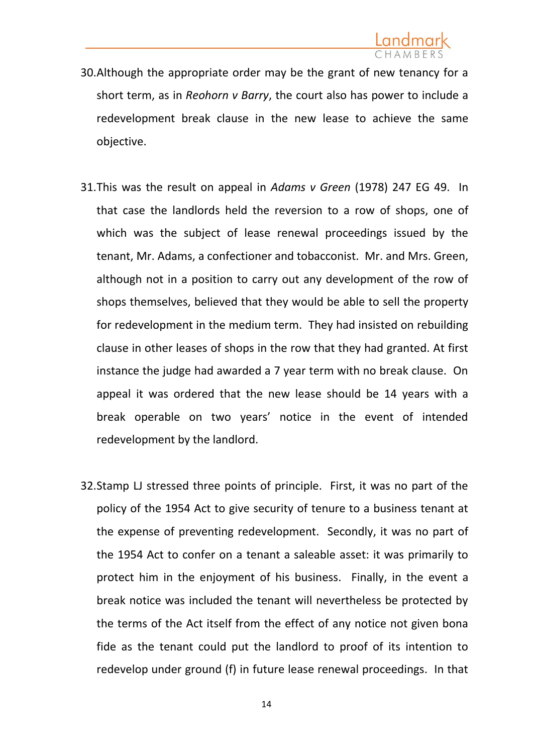30. Although the appropriate order may be the grant of new tenancy for a short term, as in *Reohorn v Barry*, the court also has power to include a redevelopment break clause in the new lease to achieve the same objective.

31. This was the result on appeal in *Adams v Green* (1978) 247 EG 49. In that case the landlords held the reversion to a row of shops, one of which was the subject of lease renewal proceedings issued by the tenant, Mr. Adams, a confectioner and tobacconist. Mr. and Mrs. Green, although not in a position to carry out any development of the row of shops themselves, believed that they would be able to sell the property for redevelopment in the medium term. They had insisted on rebuilding clause in other leases of shops in the row that they had granted. At first instance the judge had awarded a 7 year term with no break clause. On appeal it was ordered that the new lease should be 14 years with a break operable on two years' notice in the event of intended redevelopment by the landlord.

32. Stamp LJ stressed three points of principle. First, it was no part of the policy of the 1954 Act to give security of tenure to a business tenant at the expense of preventing redevelopment. Secondly, it was no part of the 1954 Act to confer on a tenant a saleable asset: it was primarily to protect him in the enjoyment of his business. Finally, in the event a break notice was included the tenant will nevertheless be protected by the terms of the Act itself from the effect of any notice not given bona fide as the tenant could put the landlord to proof of its intention to redevelop under ground (f) in future lease renewal proceedings. In that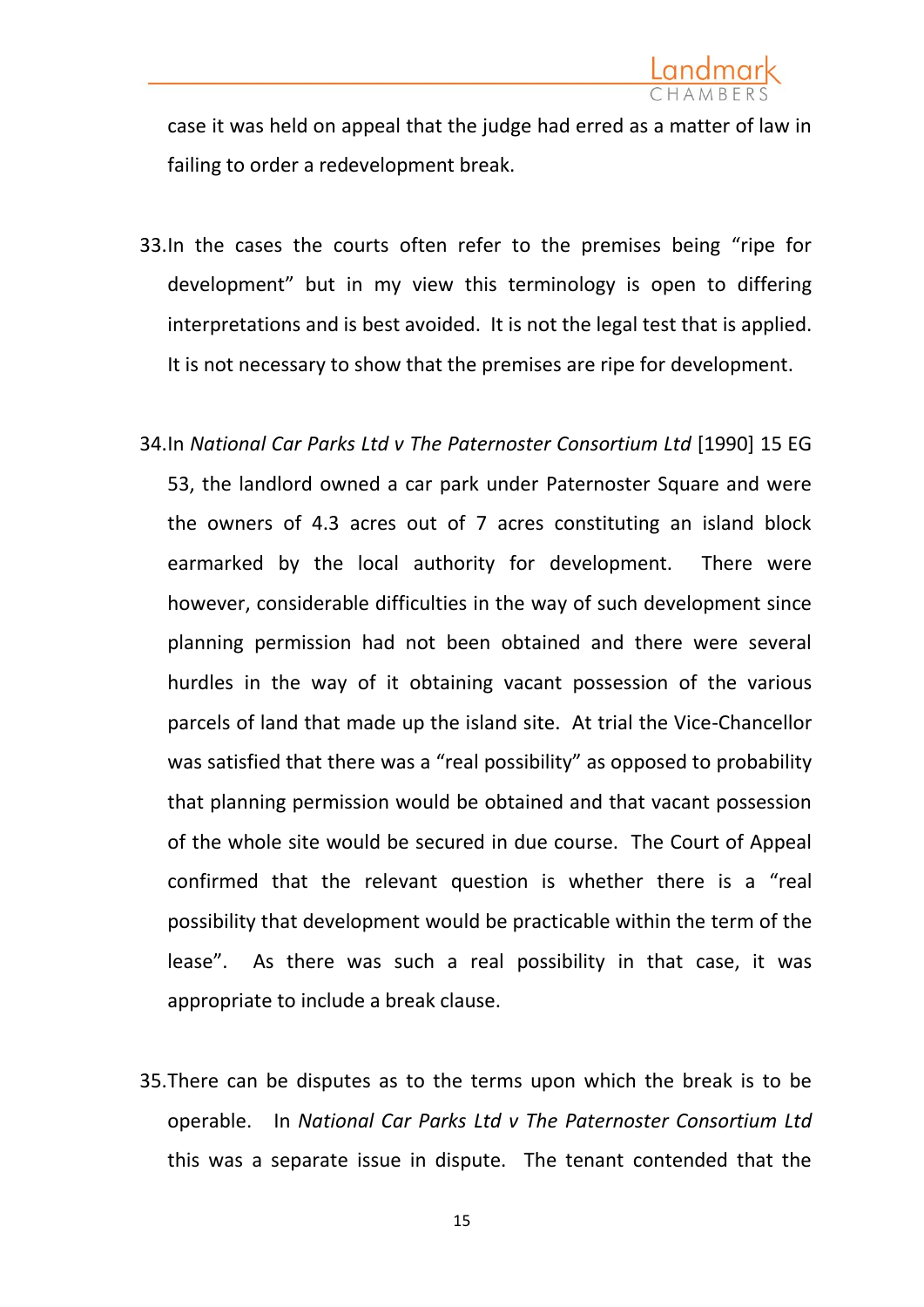case it was held on appeal that the judge had erred as a matter of law in failing to order a redevelopment break.

33. In the cases the courts often refer to the premises being "ripe for development" but in my view this terminology is open to differing interpretations and is best avoided. It is not the legal test that is applied. It is not necessary to show that the premises are ripe for development.

34. In *National Car Parks Ltd v The Paternoster Consortium Ltd* [1990] 15 EG 53, the landlord owned a car park under Paternoster Square and were the owners of 4.3 acres out of 7 acres constituting an island block earmarked by the local authority for development. There were however, considerable difficulties in the way of such development since planning permission had not been obtained and there were several hurdles in the way of it obtaining vacant possession of the various parcels of land that made up the island site. At trial the Vice-Chancellor was satisfied that there was a "real possibility" as opposed to probability that planning permission would be obtained and that vacant possession of the whole site would be secured in due course. The Court of Appeal confirmed that the relevant question is whether there is a "real possibility that development would be practicable within the term of the lease". As there was such a real possibility in that case, it was appropriate to include a break clause.

35. There can be disputes as to the terms upon which the break is to be operable. In *National Car Parks Ltd v The Paternoster Consortium Ltd* this was a separate issue in dispute. The tenant contended that the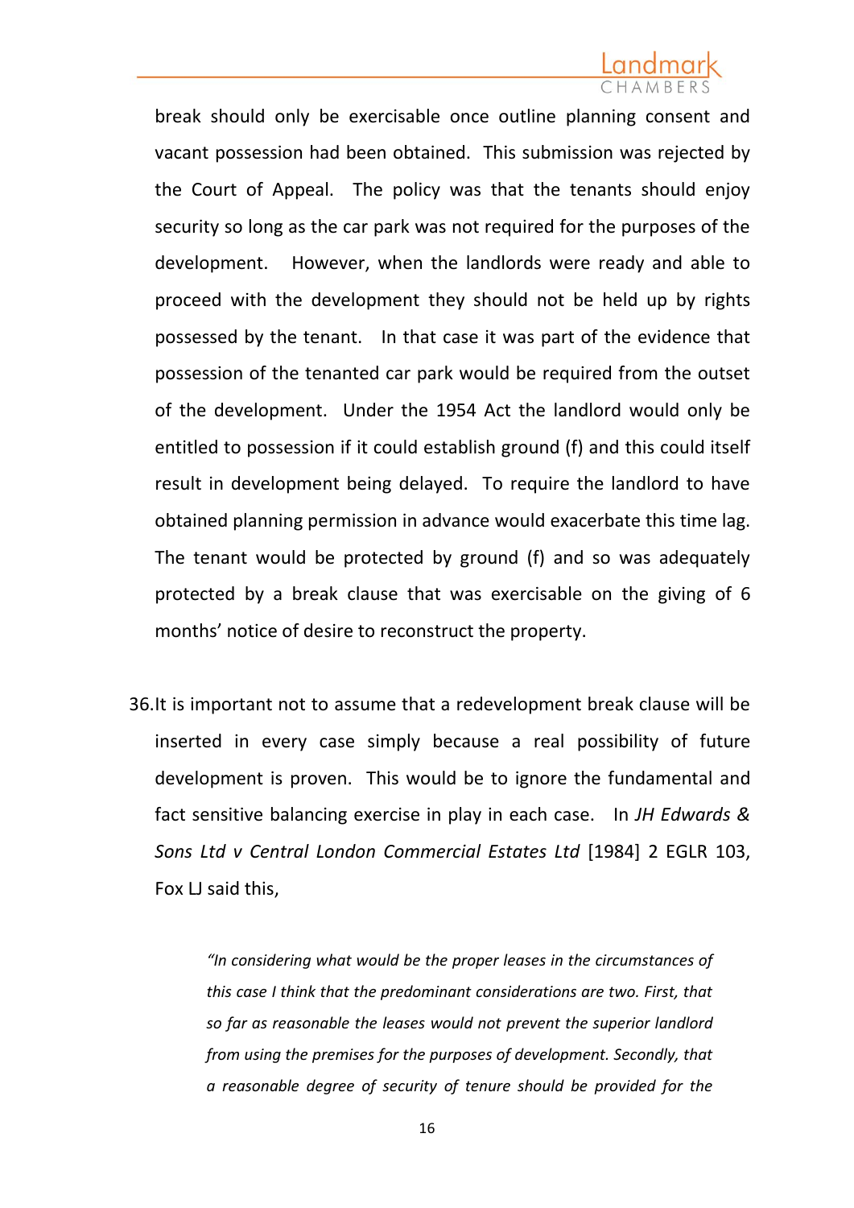break should only be exercisable once outline planning consent and vacant possession had been obtained. This submission was rejected by the Court of Appeal. The policy was that the tenants should enjoy security so long as the car park was not required for the purposes of the development. However, when the landlords were ready and able to proceed with the development they should not be held up by rights possessed by the tenant. In that case it was part of the evidence that possession of the tenanted car park would be required from the outset of the development. Under the 1954 Act the landlord would only be entitled to possession if it could establish ground (f) and this could itself result in development being delayed. To require the landlord to have obtained planning permission in advance would exacerbate this time lag. The tenant would be protected by ground (f) and so was adequately protected by a break clause that was exercisable on the giving of 6 months' notice of desire to reconstruct the property.

36. It is important not to assume that a redevelopment break clause will be inserted in every case simply because a real possibility of future development is proven. This would be to ignore the fundamental and fact sensitive balancing exercise in play in each case. In *JH Edwards & Sons Ltd v Central London Commercial Estates Ltd* [1984] 2 EGLR 103, Fox LJ said this,

> *"In considering what would be the proper leases in the circumstances of this case I think that the predominant considerations are two. First, that so far as reasonable the leases would not prevent the superior landlord from using the premises for the purposes of development. Secondly, that a reasonable degree of security of tenure should be provided for the*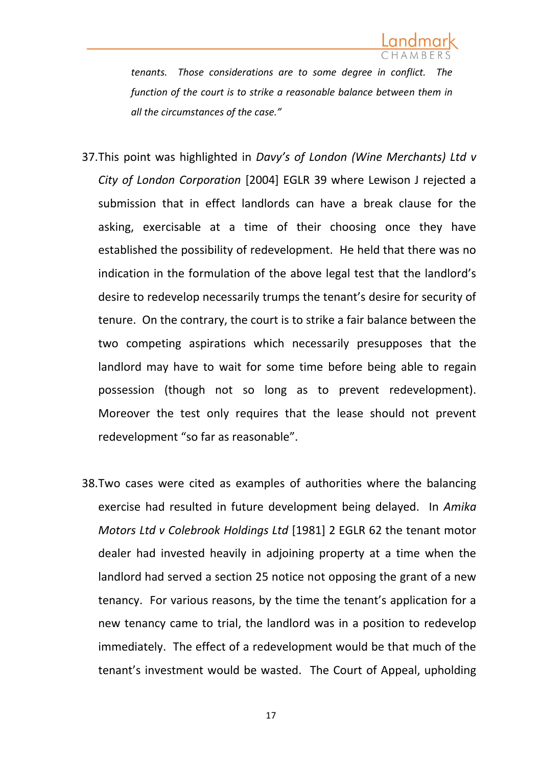*tenants. Those considerations are to some degree in conflict. The function of the court is to strike a reasonable balance between them in all the circumstances of the case."*

37. This point was highlighted in *Davy's of London (Wine Merchants) Ltd v City of London Corporation* [2004] EGLR 39 where Lewison J rejected a submission that in effect landlords can have a break clause for the asking, exercisable at a time of their choosing once they have established the possibility of redevelopment. He held that there was no indication in the formulation of the above legal test that the landlord's desire to redevelop necessarily trumps the tenant's desire for security of tenure. On the contrary, the court is to strike a fair balance between the two competing aspirations which necessarily presupposes that the landlord may have to wait for some time before being able to regain possession (though not so long as to prevent redevelopment). Moreover the test only requires that the lease should not prevent redevelopment "so far as reasonable".

38. Two cases were cited as examples of authorities where the balancing exercise had resulted in future development being delayed. In *Amika Motors Ltd v Colebrook Holdings Ltd* [1981] 2 EGLR 62 the tenant motor dealer had invested heavily in adjoining property at a time when the landlord had served a section 25 notice not opposing the grant of a new tenancy. For various reasons, by the time the tenant's application for a new tenancy came to trial, the landlord was in a position to redevelop immediately. The effect of a redevelopment would be that much of the tenant's investment would be wasted. The Court of Appeal, upholding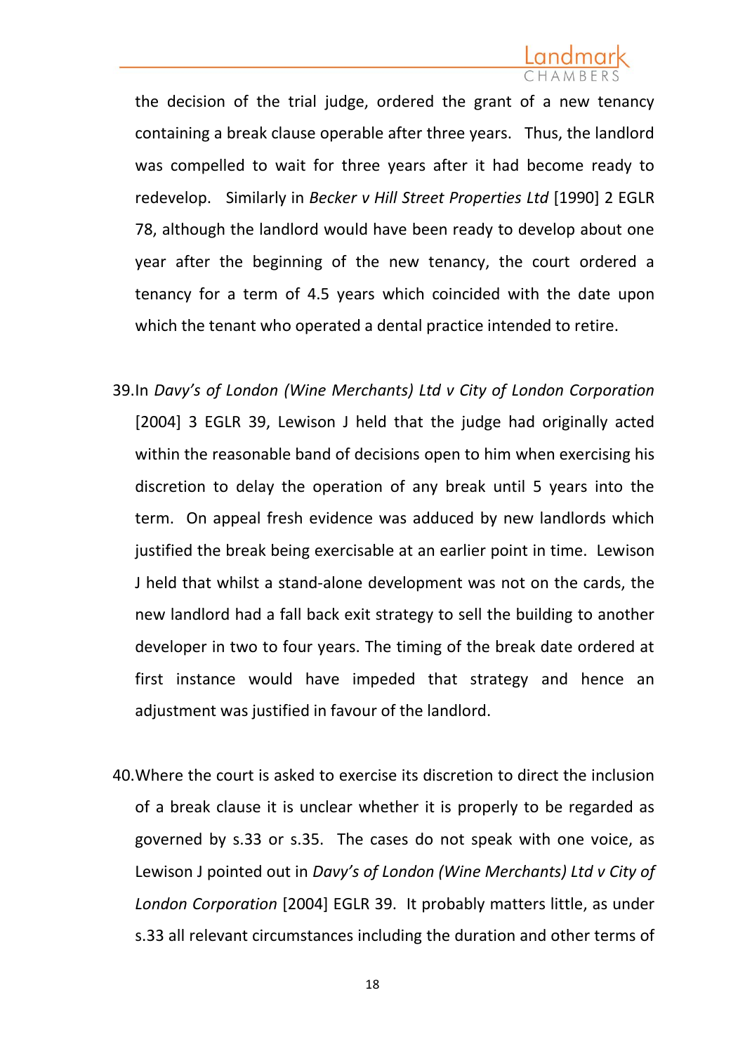the decision of the trial judge, ordered the grant of a new tenancy containing a break clause operable after three years. Thus, the landlord was compelled to wait for three years after it had become ready to redevelop. Similarly in *Becker v Hill Street Properties Ltd* [1990] 2 EGLR 78, although the landlord would have been ready to develop about one year after the beginning of the new tenancy, the court ordered a tenancy for a term of 4.5 years which coincided with the date upon which the tenant who operated a dental practice intended to retire.

39. In *Davy's of London (Wine Merchants) Ltd v City of London Corporation* [2004] 3 EGLR 39, Lewison J held that the judge had originally acted within the reasonable band of decisions open to him when exercising his discretion to delay the operation of any break until 5 years into the term. On appeal fresh evidence was adduced by new landlords which justified the break being exercisable at an earlier point in time. Lewison J held that whilst a stand-alone development was not on the cards, the new landlord had a fall back exit strategy to sell the building to another developer in two to four years. The timing of the break date ordered at first instance would have impeded that strategy and hence an adjustment was justified in favour of the landlord.

40. Where the court is asked to exercise its discretion to direct the inclusion of a break clause it is unclear whether it is properly to be regarded as governed by s.33 or s.35. The cases do not speak with one voice, as Lewison J pointed out in *Davy's of London (Wine Merchants) Ltd v City of London Corporation* [2004] EGLR 39. It probably matters little, as under s.33 all relevant circumstances including the duration and other terms of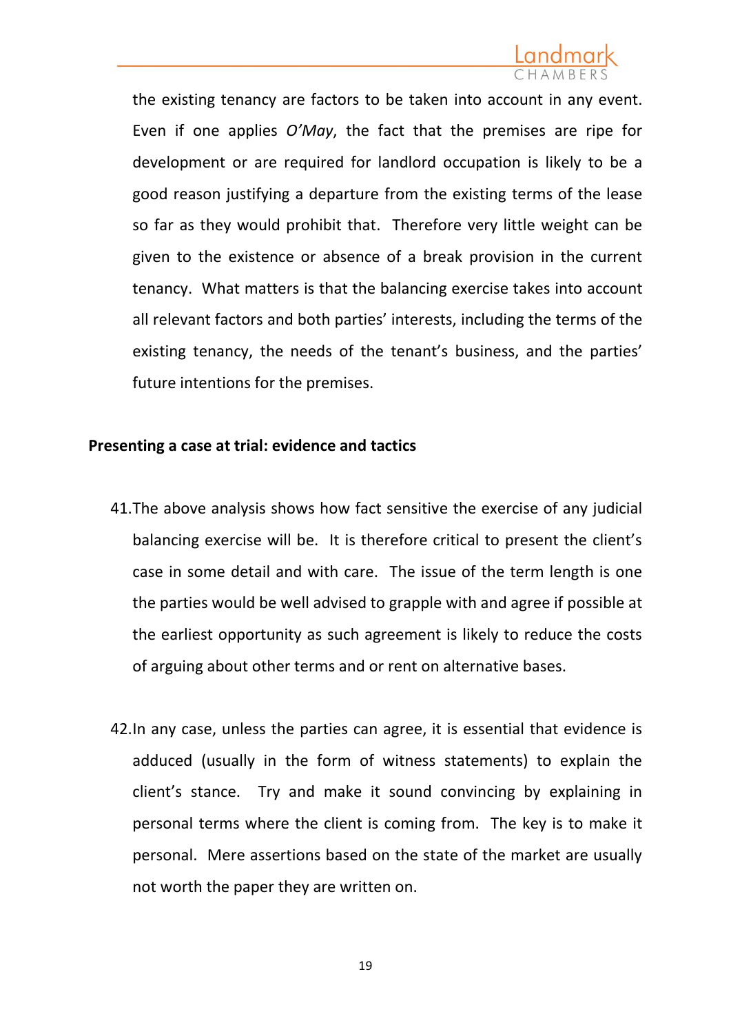the existing tenancy are factors to be taken into account in any event. Even if one applies *O'May*, the fact that the premises are ripe for development or are required for landlord occupation is likely to be a good reason justifying a departure from the existing terms of the lease so far as they would prohibit that. Therefore very little weight can be given to the existence or absence of a break provision in the current tenancy. What matters is that the balancing exercise takes into account all relevant factors and both parties' interests, including the terms of the existing tenancy, the needs of the tenant's business, and the parties' future intentions for the premises.

**Presenting a case at trial: evidence and tactics**

41. The above analysis shows how fact sensitive the exercise of any judicial balancing exercise will be. It is therefore critical to present the client's case in some detail and with care. The issue of the term length is one the parties would be well advised to grapple with and agree if possible at the earliest opportunity as such agreement is likely to reduce the costs of arguing about other terms and or rent on alternative bases.

42. In any case, unless the parties can agree, it is essential that evidence is adduced (usually in the form of witness statements) to explain the client's stance. Try and make it sound convincing by explaining in personal terms where the client is coming from. The key is to make it personal. Mere assertions based on the state of the market are usually not worth the paper they are written on.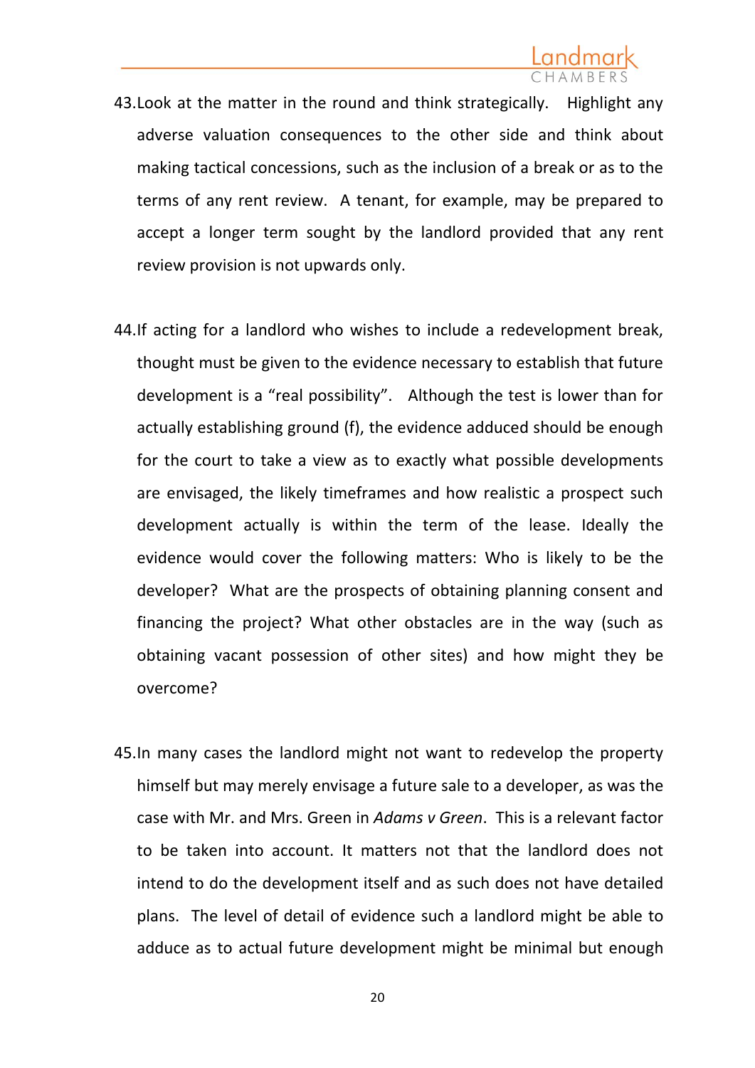43. Look at the matter in the round and think strategically. Highlight any adverse valuation consequences to the other side and think about making tactical concessions, such as the inclusion of a break or as to the terms of any rent review. A tenant, for example, may be prepared to accept a longer term sought by the landlord provided that any rent review provision is not upwards only.

44. If acting for a landlord who wishes to include a redevelopment break, thought must be given to the evidence necessary to establish that future development is a "real possibility". Although the test is lower than for actually establishing ground (f), the evidence adduced should be enough for the court to take a view as to exactly what possible developments are envisaged, the likely timeframes and how realistic a prospect such development actually is within the term of the lease. Ideally the evidence would cover the following matters: Who is likely to be the developer? What are the prospects of obtaining planning consent and financing the project? What other obstacles are in the way (such as obtaining vacant possession of other sites) and how might they be overcome?

45. In many cases the landlord might not want to redevelop the property himself but may merely envisage a future sale to a developer, as was the case with Mr. and Mrs. Green in *Adams v Green*. This is a relevant factor to be taken into account. It matters not that the landlord does not intend to do the development itself and as such does not have detailed plans. The level of detail of evidence such a landlord might be able to adduce as to actual future development might be minimal but enough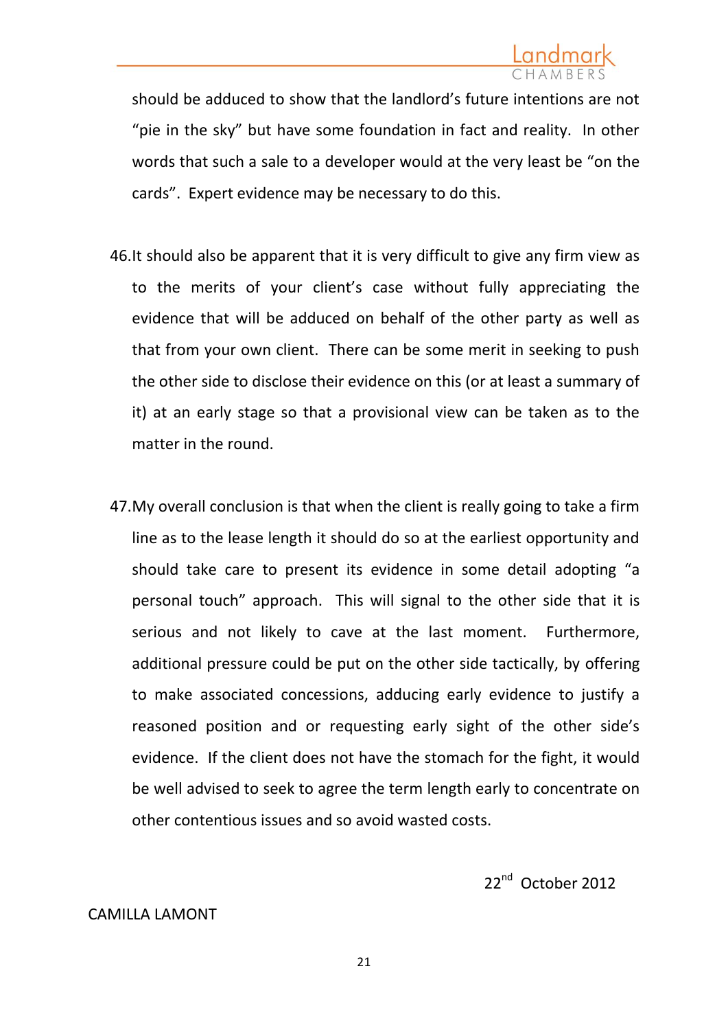should be adduced to show that the landlord's future intentions are not "pie in the sky" but have some foundation in fact and reality. In other words that such a sale to a developer would at the very least be "on the cards". Expert evidence may be necessary to do this.

46. It should also be apparent that it is very difficult to give any firm view as to the merits of your client's case without fully appreciating the evidence that will be adduced on behalf of the other party as well as that from your own client. There can be some merit in seeking to push the other side to disclose their evidence on this (or at least a summary of it) at an early stage so that a provisional view can be taken as to the matter in the round.

47. My overall conclusion is that when the client is really going to take a firm line as to the lease length it should do so at the earliest opportunity and should take care to present its evidence in some detail adopting "a personal touch" approach. This will signal to the other side that it is serious and not likely to cave at the last moment. Furthermore, additional pressure could be put on the other side tactically, by offering to make associated concessions, adducing early evidence to justify a reasoned position and or requesting early sight of the other side's evidence. If the client does not have the stomach for the fight, it would be well advised to seek to agree the term length early to concentrate on other contentious issues and so avoid wasted costs.

22nd October 2012

CAMILLA LAMONT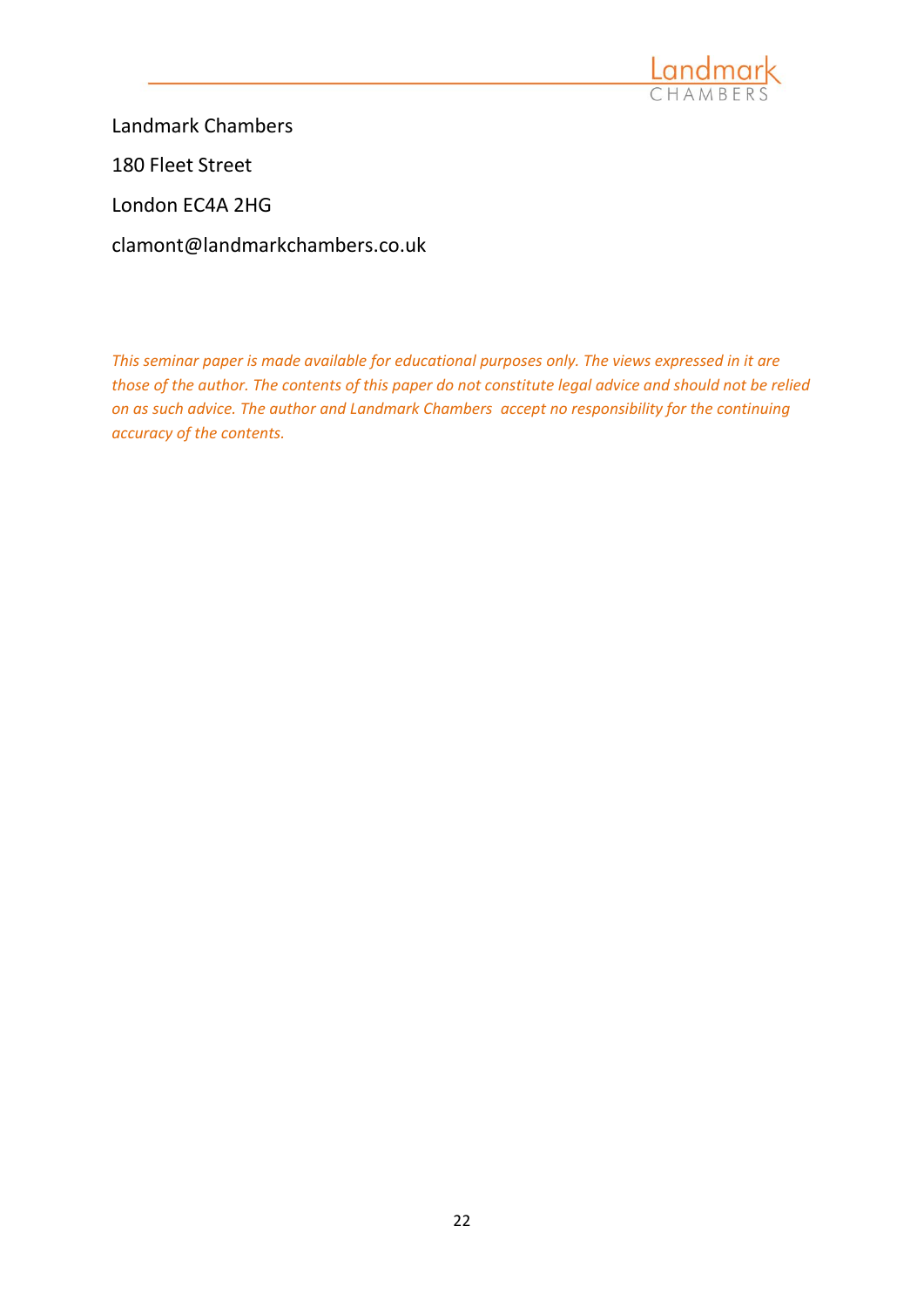Landmark Chambers

180 Fleet Street

London EC4A 2HG

clamont@landmarkchambers.co.uk

*This seminar paper is made available for educational purposes only. The views expressed in it are those of the author. The contents of this paper do not constitute legal advice and should not be relied on as such advice. The author and Landmark Chambers accept no responsibility for the continuing accuracy of the contents.*